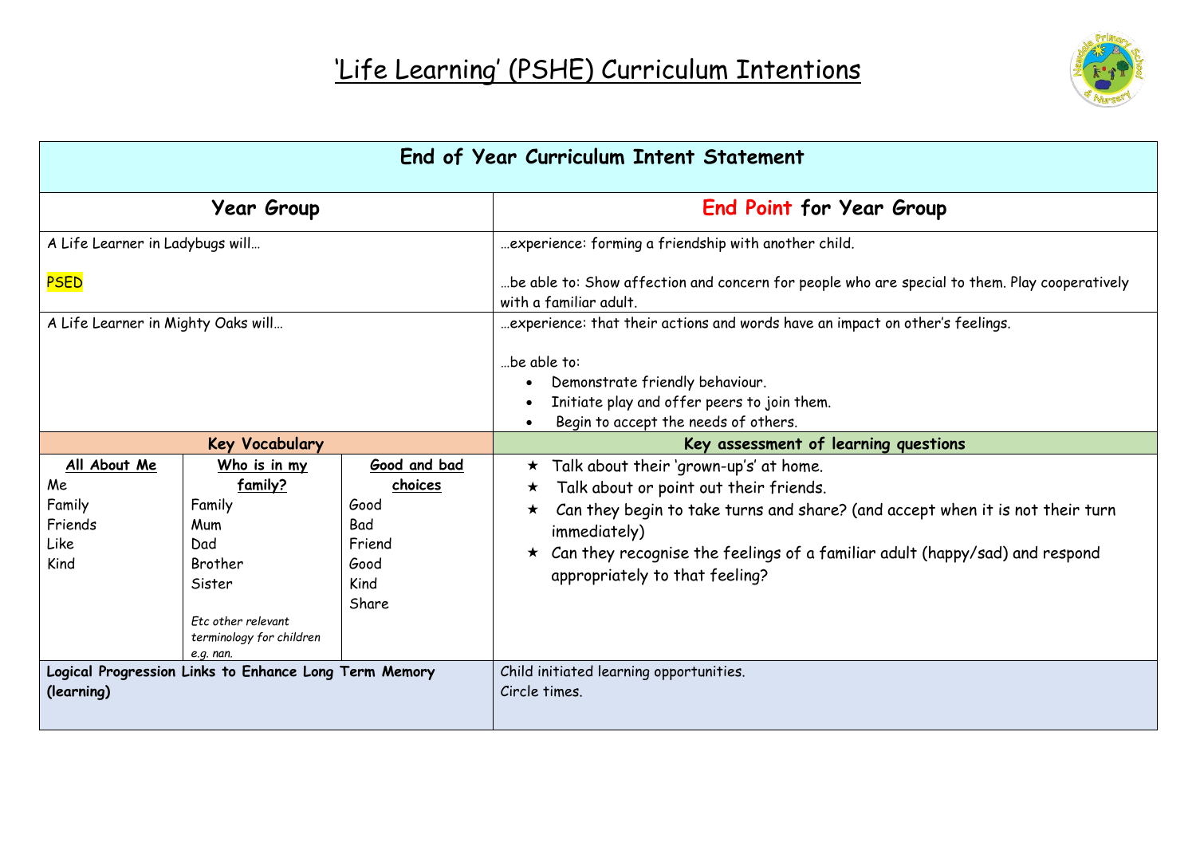# 'Life Learning' (PSHE) Curriculum Intentions

| End of Year Curriculum Intent Statement | | | |
|---|---|---|---|
| **Year Group** | | | **End Point for Year Group** |
| A Life Learner in Ladybugs will…<br><br>PSED | | | …experience: forming a friendship with another child.<br><br>…be able to: Show affection and concern for people who are special to them. Play cooperatively with a familiar adult. |
| A Life Learner in Mighty Oaks will… | | | …experience: that their actions and words have an impact on other's feelings.<br><br>…be able to:<br>• Demonstrate friendly behaviour.<br>• Initiate play and offer peers to join them.<br>• Begin to accept the needs of others. |
| **Key Vocabulary** | | | **Key assessment of learning questions** |
| **All About Me**<br>Me<br>Family<br>Friends<br>Like<br>Kind | **Who is in my family?**<br>Family<br>Mum<br>Dad<br>Brother<br>Sister<br><br>*Etc other relevant terminology for children e.g. nan.* | **Good and bad choices**<br>Good<br>Bad<br>Friend<br>Good<br>Kind<br>Share | ★ Talk about their 'grown-up's' at home.<br>★ Talk about or point out their friends.<br>★ Can they begin to take turns and share? (and accept when it is not their turn immediately)<br>★ Can they recognise the feelings of a familiar adult (happy/sad) and respond appropriately to that feeling? |
| **Logical Progression Links to Enhance Long Term Memory (learning)** | | | Child initiated learning opportunities.<br>Circle times. |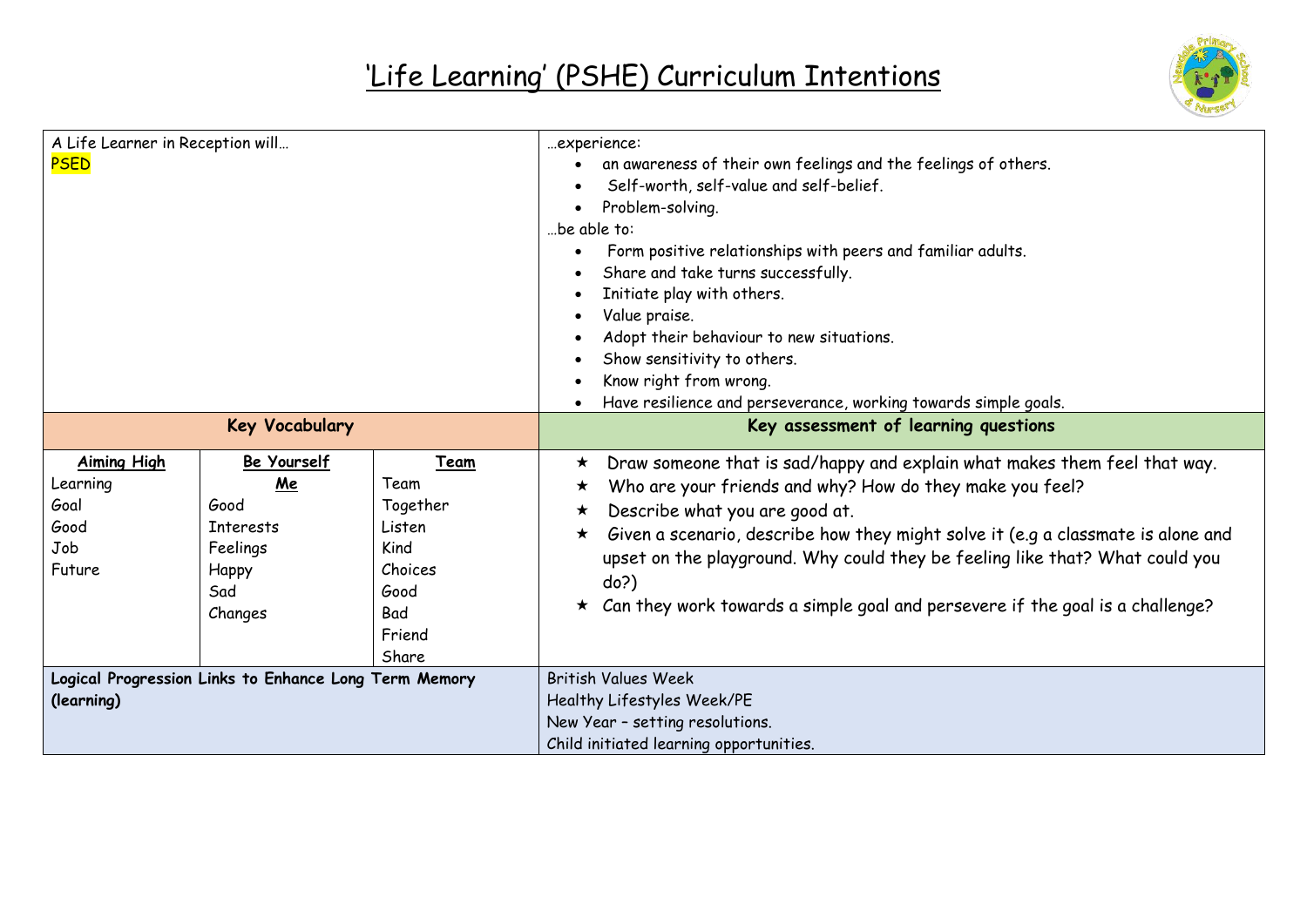# 'Life Learning' (PSHE) Curriculum Intentions

| A Life Learner in Reception will… PSED | …experience: |
|---|---|
| | • an awareness of their own feelings and the feelings of others.<br>• Self-worth, self-value and self-belief.<br>• Problem-solving.<br>…be able to:<br>• Form positive relationships with peers and familiar adults.<br>• Share and take turns successfully.<br>• Initiate play with others.<br>• Value praise.<br>• Adopt their behaviour to new situations.<br>• Show sensitivity to others.<br>• Know right from wrong.<br>• Have resilience and perseverance, working towards simple goals. |

| **Key Vocabulary** | | | **Key assessment of learning questions** |
|---|---|---|---|
| **Aiming High**<br>Learning<br>Goal<br>Good<br>Job<br>Future | **Be Yourself**<br>**Me**<br>Good<br>Interests<br>Feelings<br>Happy<br>Sad<br>Changes | **Team**<br>Team<br>Together<br>Listen<br>Kind<br>Choices<br>Good<br>Bad<br>Friend<br>Share | ★ Draw someone that is sad/happy and explain what makes them feel that way.<br>★ Who are your friends and why? How do they make you feel?<br>★ Describe what you are good at.<br>★ Given a scenario, describe how they might solve it (e.g a classmate is alone and upset on the playground. Why could they be feeling like that? What could you do?)<br>★ Can they work towards a simple goal and persevere if the goal is a challenge? |

| **Logical Progression Links to Enhance Long Term Memory (learning)** | British Values Week<br>Healthy Lifestyles Week/PE<br>New Year – setting resolutions.<br>Child initiated learning opportunities. |
|---|---|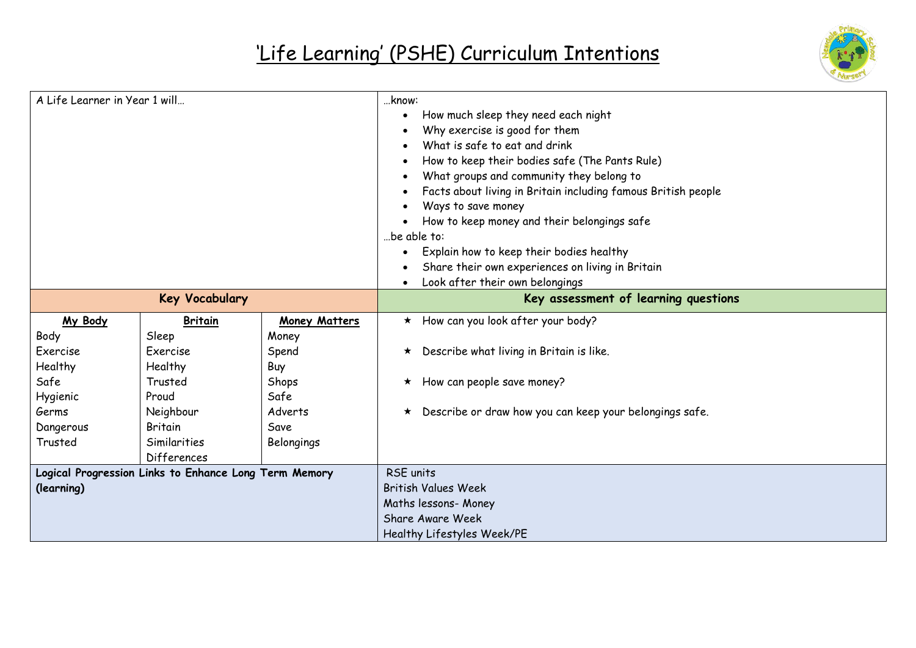# 'Life Learning' (PSHE) Curriculum Intentions

| A Life Learner in Year 1 will… | …know: |
|---|---|
| | • How much sleep they need each night<br>• Why exercise is good for them<br>• What is safe to eat and drink<br>• How to keep their bodies safe (The Pants Rule)<br>• What groups and community they belong to<br>• Facts about living in Britain including famous British people<br>• Ways to save money<br>• How to keep money and their belongings safe<br>…be able to:<br>• Explain how to keep their bodies healthy<br>• Share their own experiences on living in Britain<br>• Look after their own belongings |

| Key Vocabulary | | | Key assessment of learning questions |
|---|---|---|---|
| **My Body** | **Britain** | **Money Matters** | ★ How can you look after your body? |
| Body | Sleep | Money | |
| Exercise | Exercise | Spend | ★ Describe what living in Britain is like. |
| Healthy | Healthy | Buy | |
| Safe | Trusted | Shops | ★ How can people save money? |
| Hygienic | Proud | Safe | |
| Germs | Neighbour | Adverts | ★ Describe or draw how you can keep your belongings safe. |
| Dangerous | Britain | Save | |
| Trusted | Similarities | Belongings | |
| | Differences | | |

| **Logical Progression Links to Enhance Long Term Memory (learning)** | RSE units<br>British Values Week<br>Maths lessons- Money<br>Share Aware Week<br>Healthy Lifestyles Week/PE |
|---|---|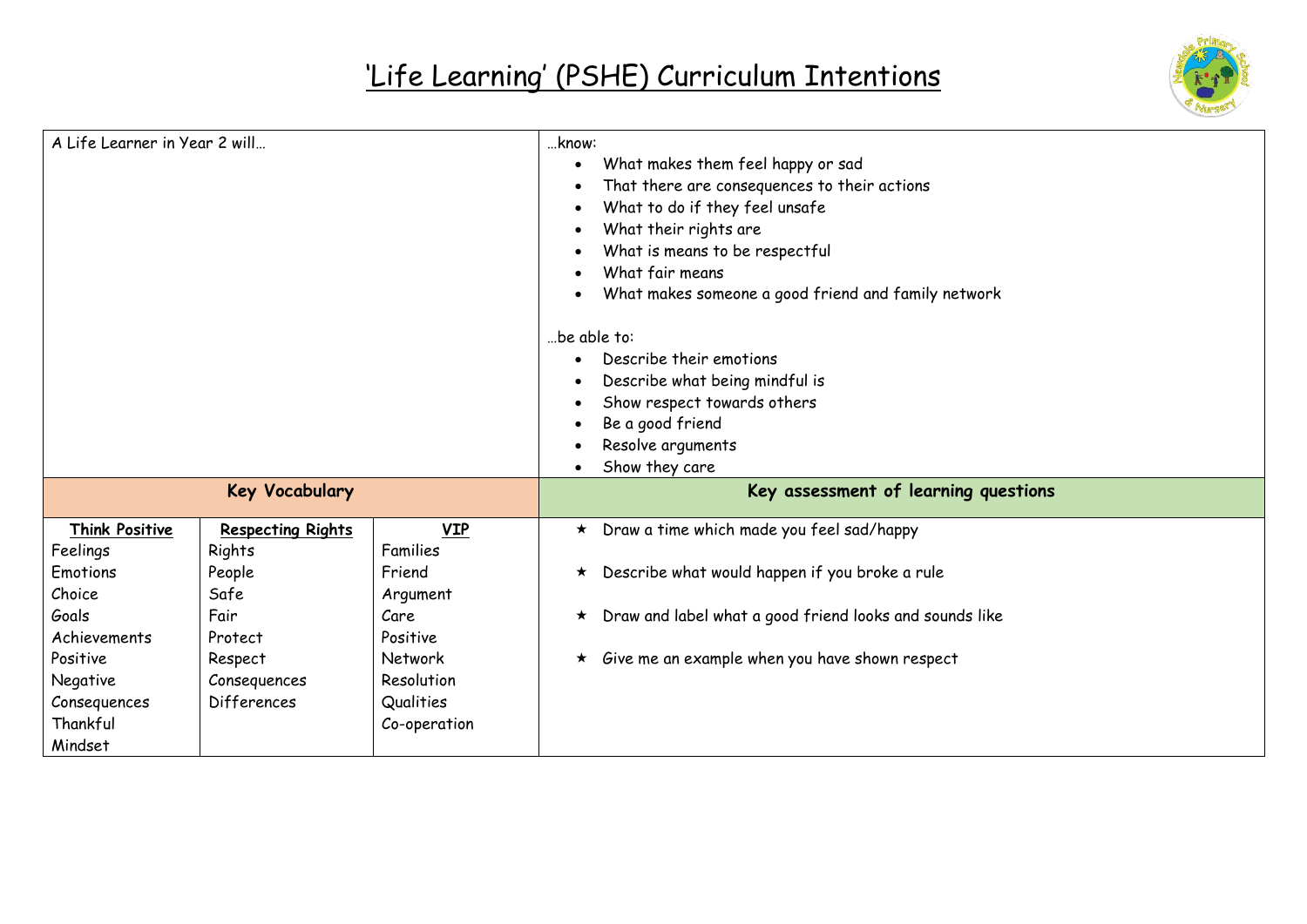# 'Life Learning' (PSHE) Curriculum Intentions

A Life Learner in Year 2 will…

…know:

- What makes them feel happy or sad
- That there are consequences to their actions
- What to do if they feel unsafe
- What their rights are
- What is means to be respectful
- What fair means
- What makes someone a good friend and family network

…be able to:

- Describe their emotions
- Describe what being mindful is
- Show respect towards others
- Be a good friend
- Resolve arguments
- Show they care

## Key Vocabulary

| Think Positive | Respecting Rights | VIP |
| --- | --- | --- |
| Feelings | Rights | Families |
| Emotions | People | Friend |
| Choice | Safe | Argument |
| Goals | Fair | Care |
| Achievements | Protect | Positive |
| Positive | Respect | Network |
| Negative | Consequences | Resolution |
| Consequences | Differences | Qualities |
| Thankful | | Co-operation |
| Mindset | | |

## Key assessment of learning questions

- ★ Draw a time which made you feel sad/happy
- ★ Describe what would happen if you broke a rule
- ★ Draw and label what a good friend looks and sounds like
- ★ Give me an example when you have shown respect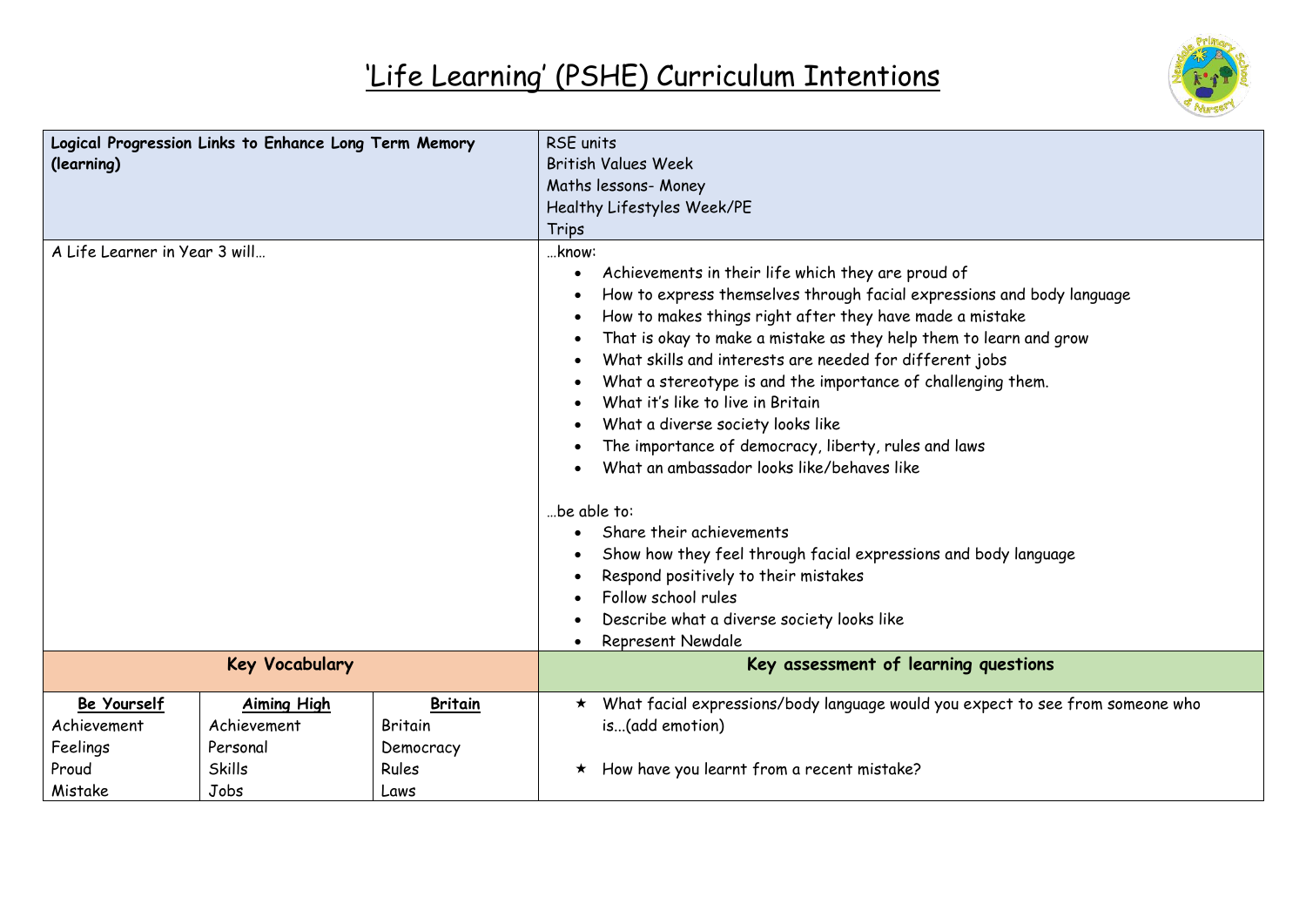# 'Life Learning' (PSHE) Curriculum Intentions

| **Logical Progression Links to Enhance Long Term Memory (learning)** | | | RSE units<br>British Values Week<br>Maths lessons- Money<br>Healthy Lifestyles Week/PE<br>Trips |
|---|---|---|---|
| A Life Learner in Year 3 will… | | | …know:<br>• Achievements in their life which they are proud of<br>• How to express themselves through facial expressions and body language<br>• How to makes things right after they have made a mistake<br>• That is okay to make a mistake as they help them to learn and grow<br>• What skills and interests are needed for different jobs<br>• What a stereotype is and the importance of challenging them.<br>• What it's like to live in Britain<br>• What a diverse society looks like<br>• The importance of democracy, liberty, rules and laws<br>• What an ambassador looks like/behaves like<br><br>…be able to:<br>• Share their achievements<br>• Show how they feel through facial expressions and body language<br>• Respond positively to their mistakes<br>• Follow school rules<br>• Describe what a diverse society looks like<br>• Represent Newdale |
| **Key Vocabulary** | | | **Key assessment of learning questions** |
| **Be Yourself**<br>Achievement<br>Feelings<br>Proud<br>Mistake | **Aiming High**<br>Achievement<br>Personal<br>Skills<br>Jobs | **Britain**<br>Britain<br>Democracy<br>Rules<br>Laws | ★ What facial expressions/body language would you expect to see from someone who is…(add emotion)<br><br>★ How have you learnt from a recent mistake? |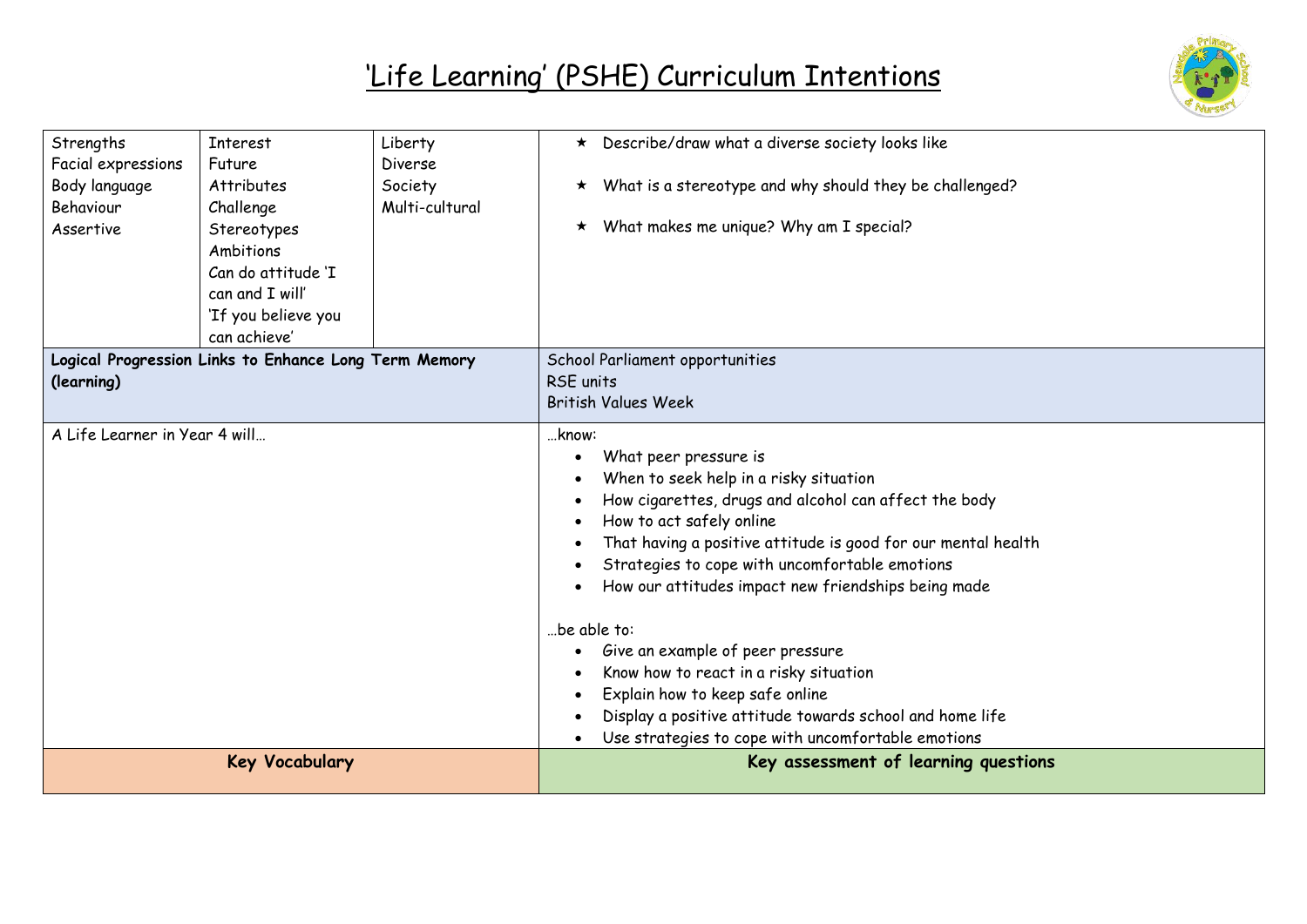# 'Life Learning' (PSHE) Curriculum Intentions

| | | | |
|---|---|---|---|
| Strengths<br>Facial expressions<br>Body language<br>Behaviour<br>Assertive | Interest<br>Future<br>Attributes<br>Challenge<br>Stereotypes<br>Ambitions<br>Can do attitude 'I can and I will'<br>'If you believe you can achieve' | Liberty<br>Diverse<br>Society<br>Multi-cultural | ★ Describe/draw what a diverse society looks like<br><br>★ What is a stereotype and why should they be challenged?<br><br>★ What makes me unique? Why am I special? |
| **Logical Progression Links to Enhance Long Term Memory (learning)** | | | School Parliament opportunities<br>RSE units<br>British Values Week |
| A Life Learner in Year 4 will… | | | …know:<br>• What peer pressure is<br>• When to seek help in a risky situation<br>• How cigarettes, drugs and alcohol can affect the body<br>• How to act safely online<br>• That having a positive attitude is good for our mental health<br>• Strategies to cope with uncomfortable emotions<br>• How our attitudes impact new friendships being made<br><br>…be able to:<br>• Give an example of peer pressure<br>• Know how to react in a risky situation<br>• Explain how to keep safe online<br>• Display a positive attitude towards school and home life<br>• Use strategies to cope with uncomfortable emotions |
| **Key Vocabulary** | | | **Key assessment of learning questions** |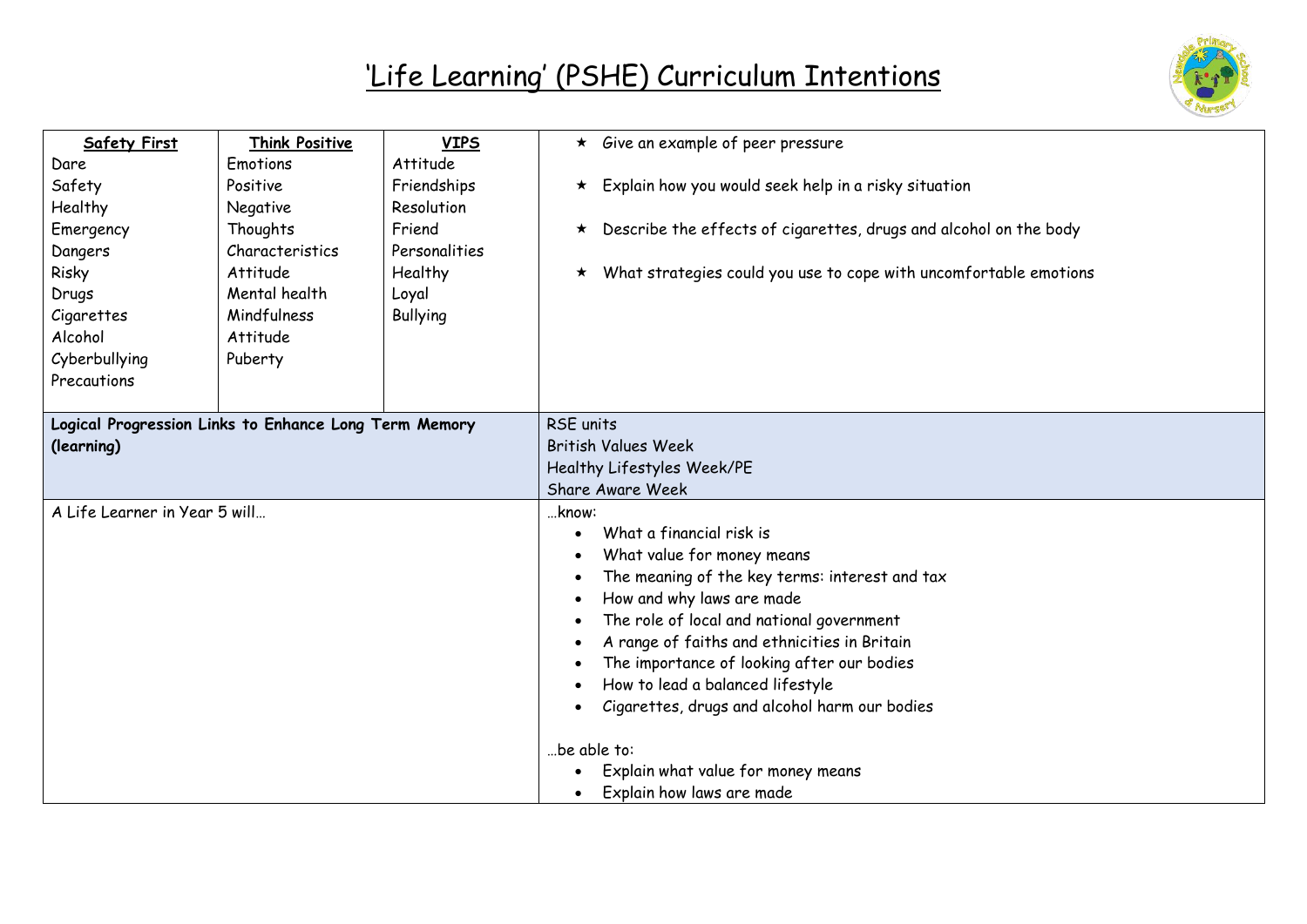# 'Life Learning' (PSHE) Curriculum Intentions

| Safety First | Think Positive | VIPS | |
|---|---|---|---|
| Dare<br>Safety<br>Healthy<br>Emergency<br>Dangers<br>Risky<br>Drugs<br>Cigarettes<br>Alcohol<br>Cyberbullying<br>Precautions | Emotions<br>Positive<br>Negative<br>Thoughts<br>Characteristics<br>Attitude<br>Mental health<br>Mindfulness<br>Attitude<br>Puberty | Attitude<br>Friendships<br>Resolution<br>Friend<br>Personalities<br>Healthy<br>Loyal<br>Bullying | ★ Give an example of peer pressure<br>★ Explain how you would seek help in a risky situation<br>★ Describe the effects of cigarettes, drugs and alcohol on the body<br>★ What strategies could you use to cope with uncomfortable emotions |
| **Logical Progression Links to Enhance Long Term Memory (learning)** | | | RSE units<br>British Values Week<br>Healthy Lifestyles Week/PE<br>Share Aware Week |
| A Life Learner in Year 5 will… | | | …know:<br>• What a financial risk is<br>• What value for money means<br>• The meaning of the key terms: interest and tax<br>• How and why laws are made<br>• The role of local and national government<br>• A range of faiths and ethnicities in Britain<br>• The importance of looking after our bodies<br>• How to lead a balanced lifestyle<br>• Cigarettes, drugs and alcohol harm our bodies<br><br>…be able to:<br>• Explain what value for money means<br>• Explain how laws are made |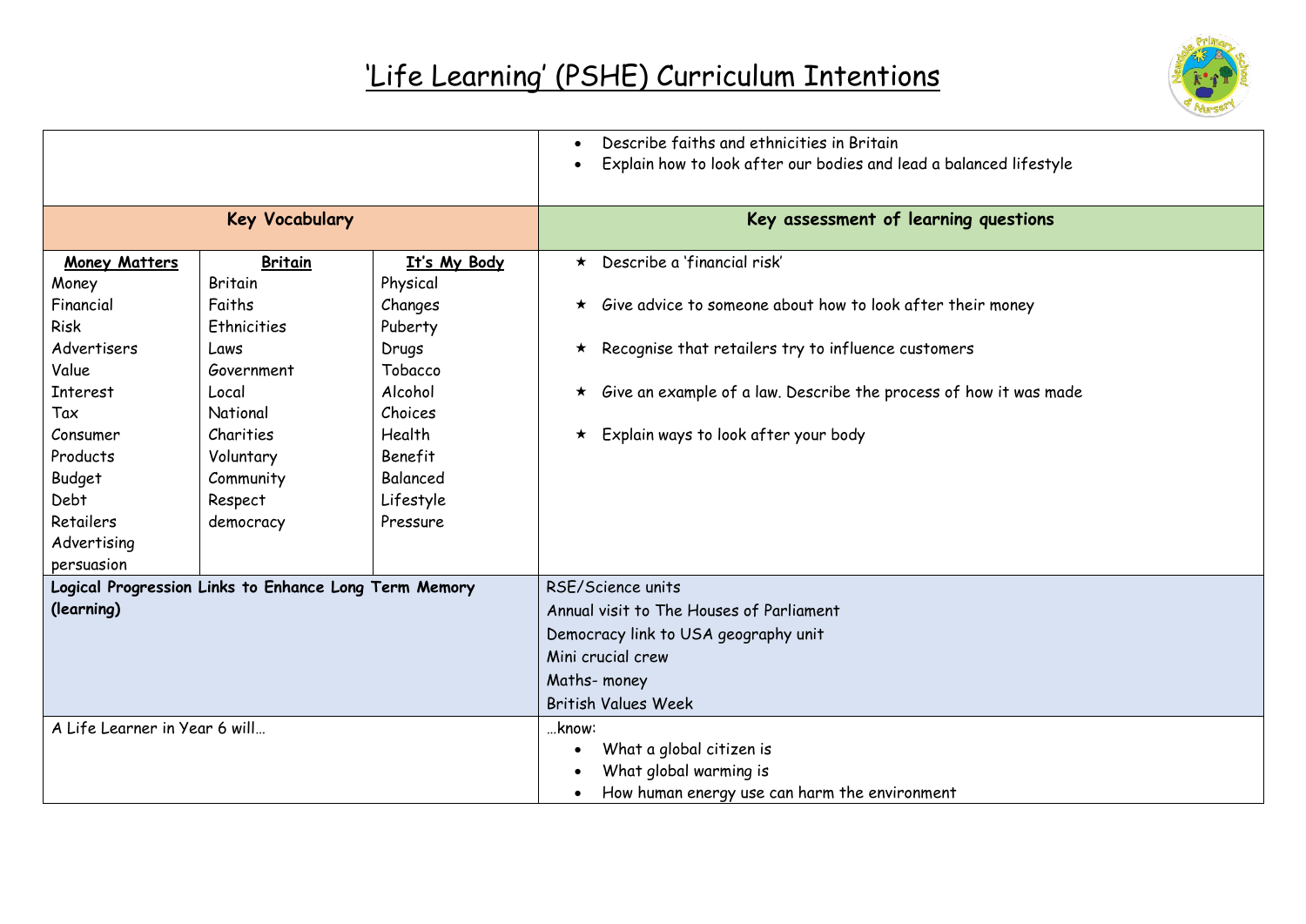# 'Life Learning' (PSHE) Curriculum Intentions

| | |
|---|---|
| | • Describe faiths and ethnicities in Britain<br>• Explain how to look after our bodies and lead a balanced lifestyle |
| **Key Vocabulary** | **Key assessment of learning questions** |
| **Money Matters**<br>Money<br>Financial<br>Risk<br>Advertisers<br>Value<br>Interest<br>Tax<br>Consumer<br>Products<br>Budget<br>Debt<br>Retailers<br>Advertising<br>persuasion<br><br>**Britain**<br>Britain<br>Faiths<br>Ethnicities<br>Laws<br>Government<br>Local<br>National<br>Charities<br>Voluntary<br>Community<br>Respect<br>democracy<br><br>**It's My Body**<br>Physical<br>Changes<br>Puberty<br>Drugs<br>Tobacco<br>Alcohol<br>Choices<br>Health<br>Benefit<br>Balanced<br>Lifestyle<br>Pressure | ★ Describe a 'financial risk'<br>★ Give advice to someone about how to look after their money<br>★ Recognise that retailers try to influence customers<br>★ Give an example of a law. Describe the process of how it was made<br>★ Explain ways to look after your body |
| **Logical Progression Links to Enhance Long Term Memory (learning)** | RSE/Science units<br>Annual visit to The Houses of Parliament<br>Democracy link to USA geography unit<br>Mini crucial crew<br>Maths- money<br>British Values Week |
| A Life Learner in Year 6 will… | …know:<br>• What a global citizen is<br>• What global warming is<br>• How human energy use can harm the environment |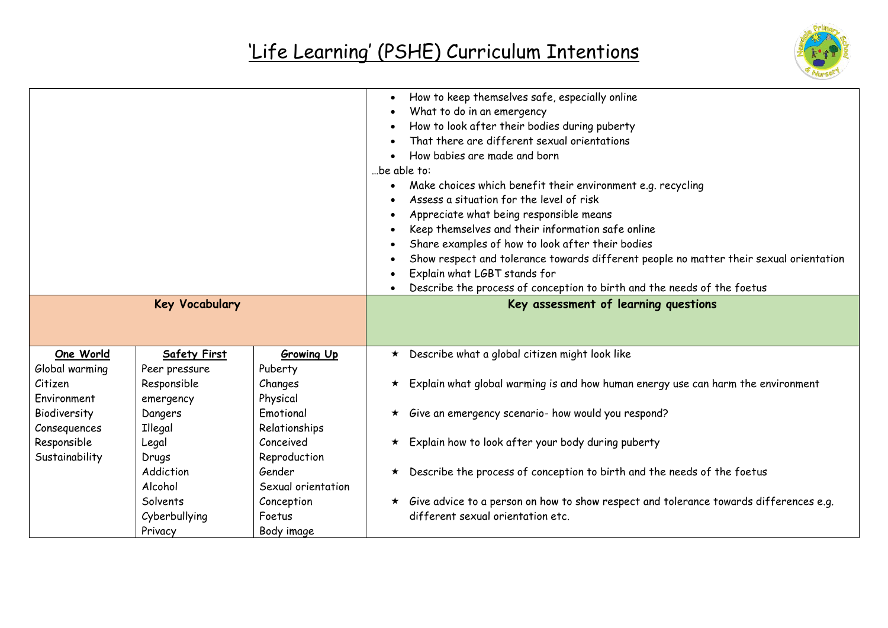# 'Life Learning' (PSHE) Curriculum Intentions

- How to keep themselves safe, especially online
- What to do in an emergency
- How to look after their bodies during puberty
- That there are different sexual orientations
- How babies are made and born

…be able to:

- Make choices which benefit their environment e.g. recycling
- Assess a situation for the level of risk
- Appreciate what being responsible means
- Keep themselves and their information safe online
- Share examples of how to look after their bodies
- Show respect and tolerance towards different people no matter their sexual orientation
- Explain what LGBT stands for
- Describe the process of conception to birth and the needs of the foetus

| Key Vocabulary | | |
|---|---|---|
| **One World** | **Safety First** | **Growing Up** |
| Global warming | Peer pressure | Puberty |
| Citizen | Responsible | Changes |
| Environment | emergency | Physical |
| Biodiversity | Dangers | Emotional |
| Consequences | Illegal | Relationships |
| Responsible | Legal | Conceived |
| Sustainability | Drugs | Reproduction |
| | Addiction | Gender |
| | Alcohol | Sexual orientation |
| | Solvents | Conception |
| | Cyberbullying | Foetus |
| | Privacy | Body image |

**Key assessment of learning questions**

- ★ Describe what a global citizen might look like
- ★ Explain what global warming is and how human energy use can harm the environment
- ★ Give an emergency scenario- how would you respond?
- ★ Explain how to look after your body during puberty
- ★ Describe the process of conception to birth and the needs of the foetus
- ★ Give advice to a person on how to show respect and tolerance towards differences e.g. different sexual orientation etc.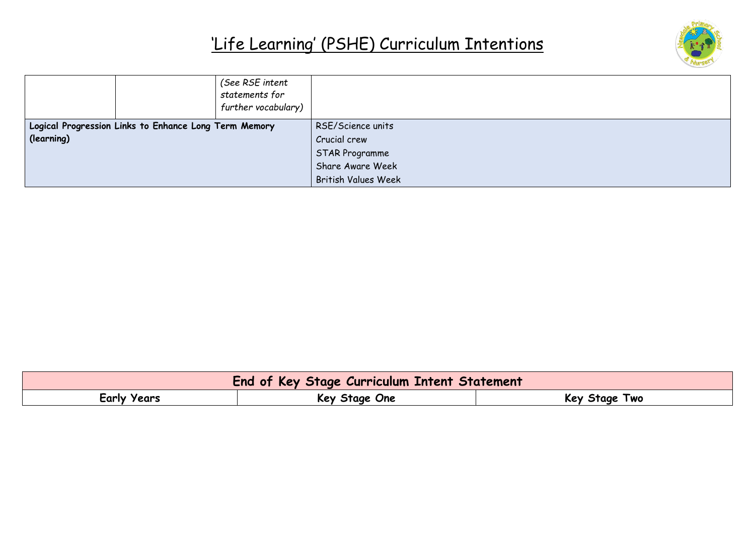# 'Life Learning' (PSHE) Curriculum Intentions

| | | | |
|---|---|---|---|
| | | *(See RSE intent statements for further vocabulary)* | |
| **Logical Progression Links to Enhance Long Term Memory (learning)** | | | RSE/Science units<br>Crucial crew<br>STAR Programme<br>Share Aware Week<br>British Values Week |

| **End of Key Stage Curriculum Intent Statement** | | |
|---|---|---|
| **Early Years** | **Key Stage One** | **Key Stage Two** |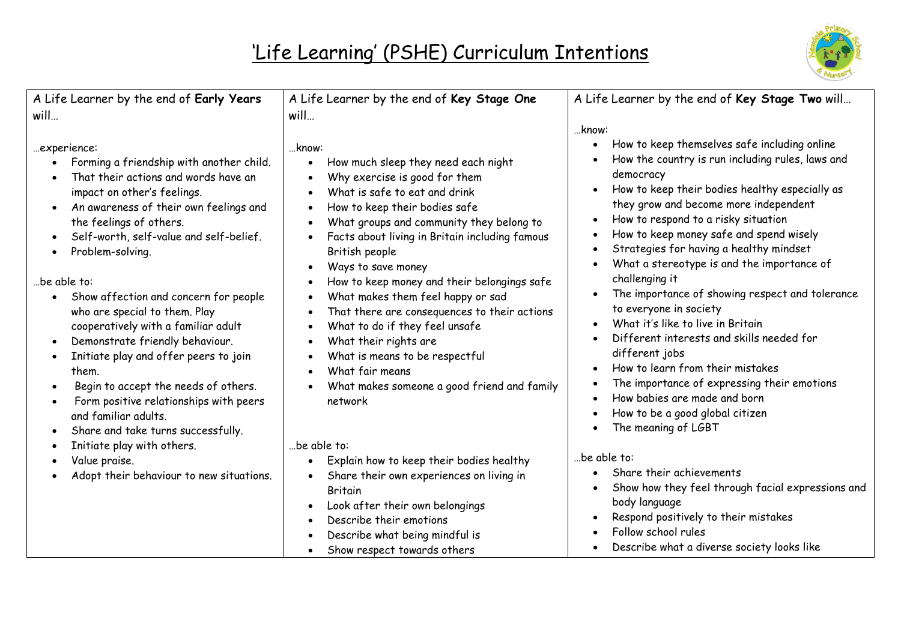# 'Life Learning' (PSHE) Curriculum Intentions

| A Life Learner by the end of **Early Years** will… | A Life Learner by the end of **Key Stage One** will… | A Life Learner by the end of **Key Stage Two** will… |
| --- | --- | --- |
| …experience:<br>• Forming a friendship with another child.<br>• That their actions and words have an impact on other's feelings.<br>• An awareness of their own feelings and the feelings of others.<br>• Self-worth, self-value and self-belief.<br>• Problem-solving.<br><br>…be able to:<br>• Show affection and concern for people who are special to them. Play cooperatively with a familiar adult<br>• Demonstrate friendly behaviour.<br>• Initiate play and offer peers to join them.<br>• Begin to accept the needs of others.<br>• Form positive relationships with peers and familiar adults.<br>• Share and take turns successfully.<br>• Initiate play with others.<br>• Value praise.<br>• Adopt their behaviour to new situations. | …know:<br>• How much sleep they need each night<br>• Why exercise is good for them<br>• What is safe to eat and drink<br>• How to keep their bodies safe<br>• What groups and community they belong to<br>• Facts about living in Britain including famous British people<br>• Ways to save money<br>• How to keep money and their belongings safe<br>• What makes them feel happy or sad<br>• That there are consequences to their actions<br>• What to do if they feel unsafe<br>• What their rights are<br>• What is means to be respectful<br>• What fair means<br>• What makes someone a good friend and family network<br><br>…be able to:<br>• Explain how to keep their bodies healthy<br>• Share their own experiences on living in Britain<br>• Look after their own belongings<br>• Describe their emotions<br>• Describe what being mindful is<br>• Show respect towards others | …know:<br>• How to keep themselves safe including online<br>• How the country is run including rules, laws and democracy<br>• How to keep their bodies healthy especially as they grow and become more independent<br>• How to respond to a risky situation<br>• How to keep money safe and spend wisely<br>• Strategies for having a healthy mindset<br>• What a stereotype is and the importance of challenging it<br>• The importance of showing respect and tolerance to everyone in society<br>• What it's like to live in Britain<br>• Different interests and skills needed for different jobs<br>• How to learn from their mistakes<br>• The importance of expressing their emotions<br>• How babies are made and born<br>• How to be a good global citizen<br>• The meaning of LGBT<br><br>…be able to:<br>• Share their achievements<br>• Show how they feel through facial expressions and body language<br>• Respond positively to their mistakes<br>• Follow school rules<br>• Describe what a diverse society looks like |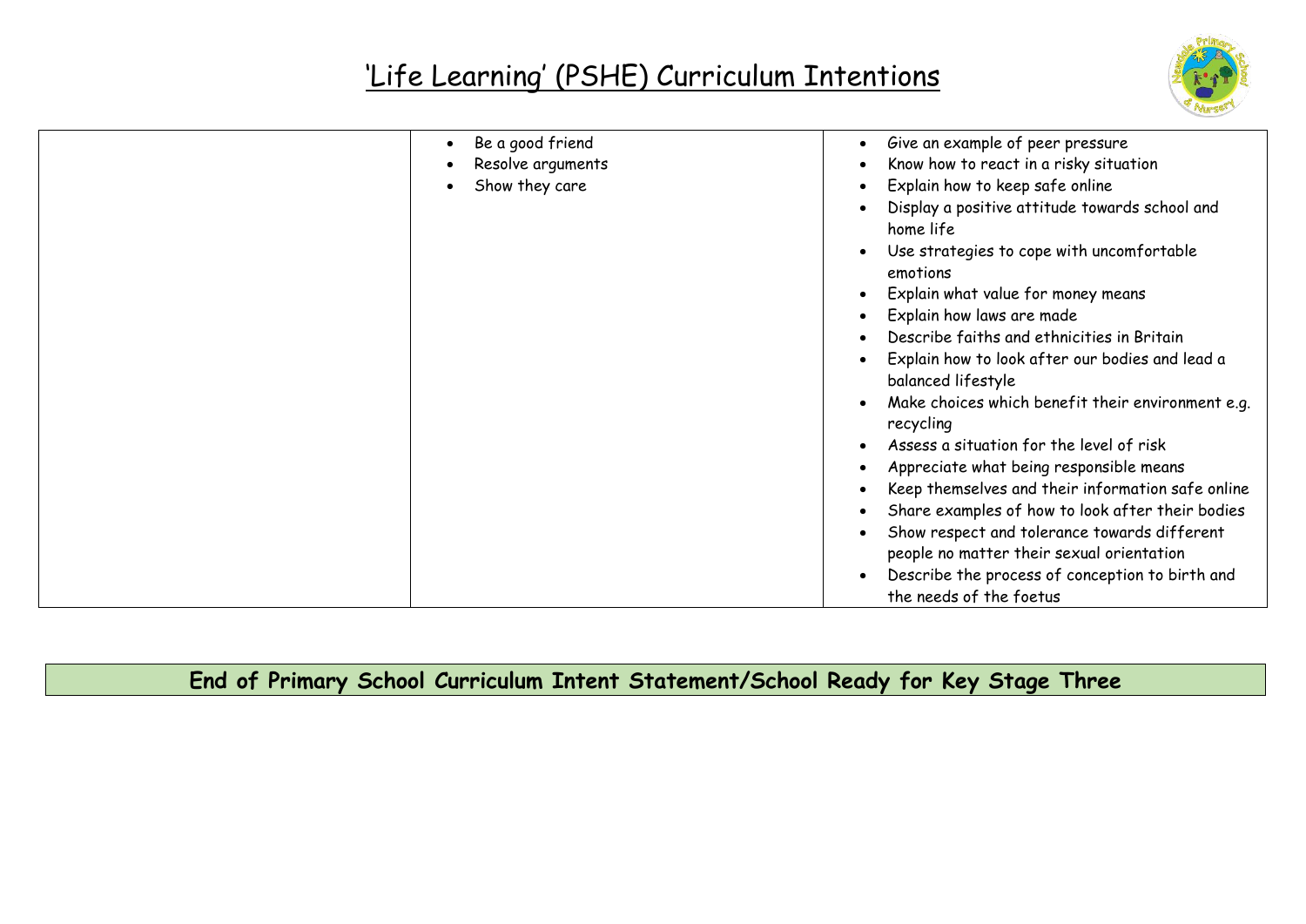# 'Life Learning' (PSHE) Curriculum Intentions

| | | |
|---|---|---|
| | • Be a good friend<br>• Resolve arguments<br>• Show they care | • Give an example of peer pressure<br>• Know how to react in a risky situation<br>• Explain how to keep safe online<br>• Display a positive attitude towards school and home life<br>• Use strategies to cope with uncomfortable emotions<br>• Explain what value for money means<br>• Explain how laws are made<br>• Describe faiths and ethnicities in Britain<br>• Explain how to look after our bodies and lead a balanced lifestyle<br>• Make choices which benefit their environment e.g. recycling<br>• Assess a situation for the level of risk<br>• Appreciate what being responsible means<br>• Keep themselves and their information safe online<br>• Share examples of how to look after their bodies<br>• Show respect and tolerance towards different people no matter their sexual orientation<br>• Describe the process of conception to birth and the needs of the foetus |

## End of Primary School Curriculum Intent Statement/School Ready for Key Stage Three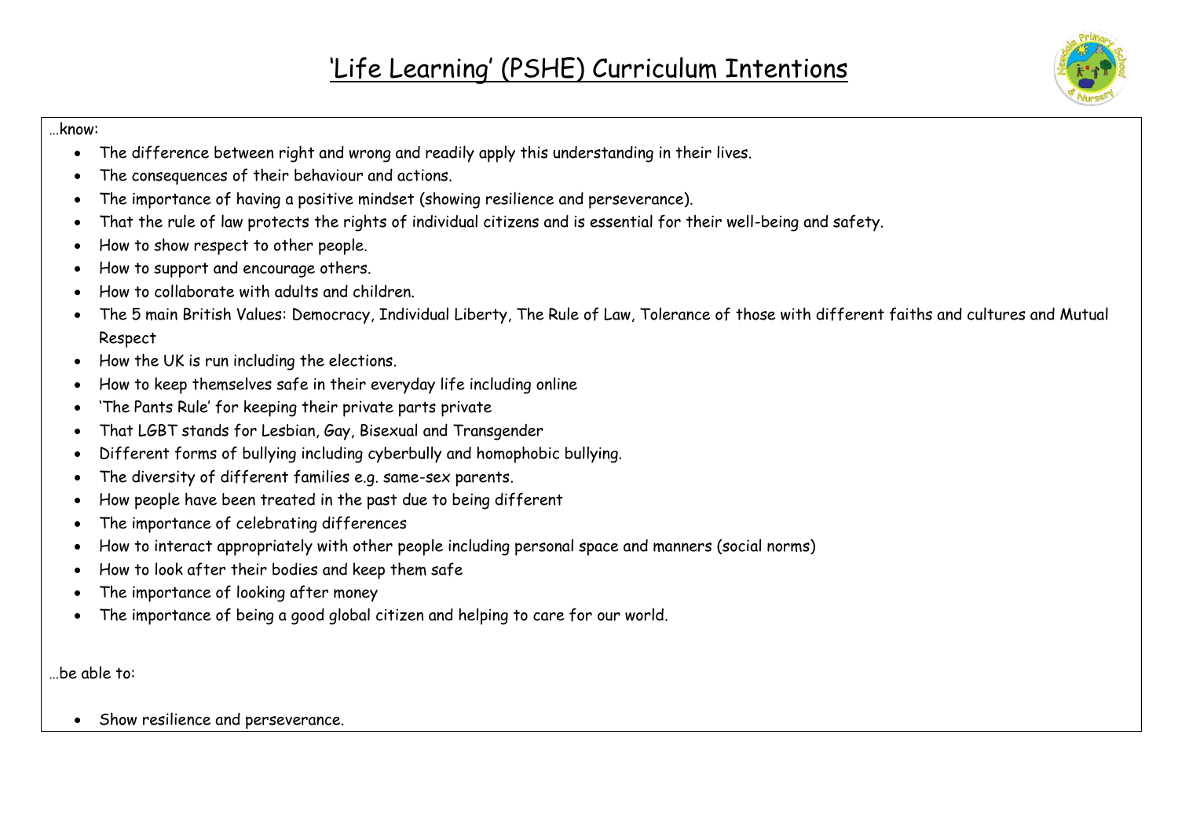# 'Life Learning' (PSHE) Curriculum Intentions

…know:

- The difference between right and wrong and readily apply this understanding in their lives.
- The consequences of their behaviour and actions.
- The importance of having a positive mindset (showing resilience and perseverance).
- That the rule of law protects the rights of individual citizens and is essential for their well-being and safety.
- How to show respect to other people.
- How to support and encourage others.
- How to collaborate with adults and children.
- The 5 main British Values: Democracy, Individual Liberty, The Rule of Law, Tolerance of those with different faiths and cultures and Mutual Respect
- How the UK is run including the elections.
- How to keep themselves safe in their everyday life including online
- 'The Pants Rule' for keeping their private parts private
- That LGBT stands for Lesbian, Gay, Bisexual and Transgender
- Different forms of bullying including cyberbully and homophobic bullying.
- The diversity of different families e.g. same-sex parents.
- How people have been treated in the past due to being different
- The importance of celebrating differences
- How to interact appropriately with other people including personal space and manners (social norms)
- How to look after their bodies and keep them safe
- The importance of looking after money
- The importance of being a good global citizen and helping to care for our world.

…be able to:

- Show resilience and perseverance.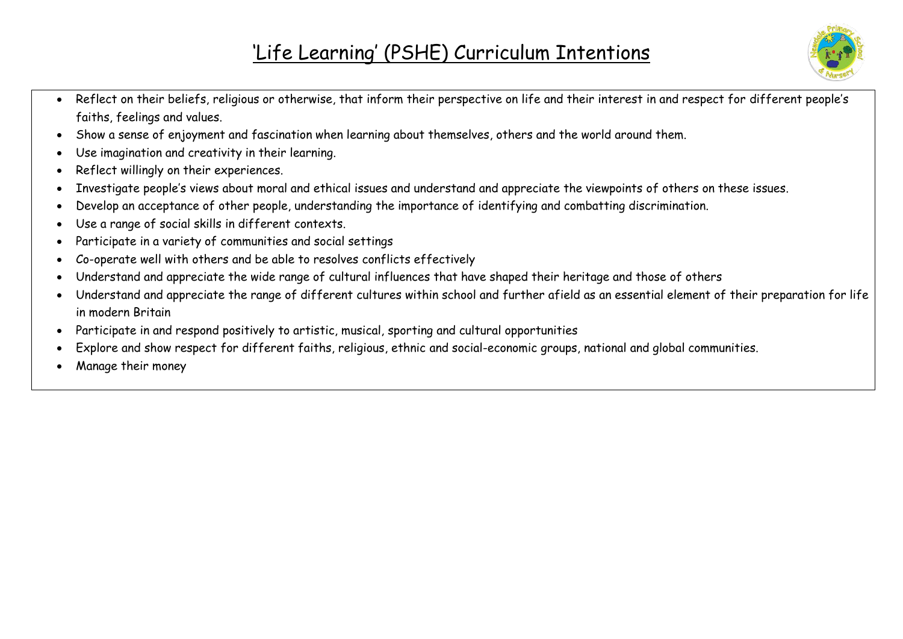# 'Life Learning' (PSHE) Curriculum Intentions

- Reflect on their beliefs, religious or otherwise, that inform their perspective on life and their interest in and respect for different people's faiths, feelings and values.
- Show a sense of enjoyment and fascination when learning about themselves, others and the world around them.
- Use imagination and creativity in their learning.
- Reflect willingly on their experiences.
- Investigate people's views about moral and ethical issues and understand and appreciate the viewpoints of others on these issues.
- Develop an acceptance of other people, understanding the importance of identifying and combatting discrimination.
- Use a range of social skills in different contexts.
- Participate in a variety of communities and social settings
- Co-operate well with others and be able to resolves conflicts effectively
- Understand and appreciate the wide range of cultural influences that have shaped their heritage and those of others
- Understand and appreciate the range of different cultures within school and further afield as an essential element of their preparation for life in modern Britain
- Participate in and respond positively to artistic, musical, sporting and cultural opportunities
- Explore and show respect for different faiths, religious, ethnic and social-economic groups, national and global communities.
- Manage their money